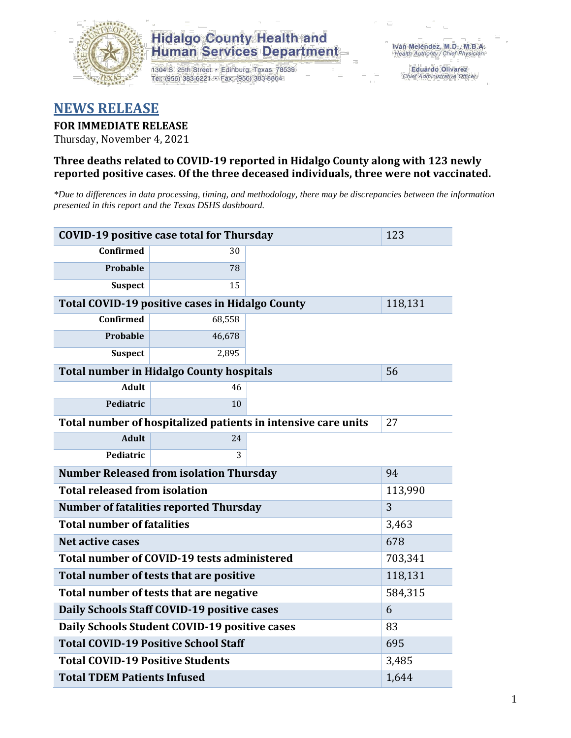Hidalgo County Health and Human Services Department

1304 S. 25th Street • Edinburg, Texas 78539
Tel: (956) 383-6221 • Fax: (956) 383-8864

Iván Meléndez, M.D., M.B.A.
*Health Authority / Chief Physician*

Eduardo Olivarez
*Chief Administrative Officer*

# NEWS RELEASE

**FOR IMMEDIATE RELEASE**
Thursday, November 4, 2021

**Three deaths related to COVID-19 reported in Hidalgo County along with 123 newly reported positive cases. Of the three deceased individuals, three were not vaccinated.**

*\*Due to differences in data processing, timing, and methodology, there may be discrepancies between the information presented in this report and the Texas DSHS dashboard.*

| **COVID-19 positive case total for Thursday** | | | 123 |
|---|---|---|---|
| **Confirmed** | 30 | | |
| **Probable** | 78 | | |
| **Suspect** | 15 | | |
| **Total COVID-19 positive cases in Hidalgo County** | | | 118,131 |
| **Confirmed** | 68,558 | | |
| **Probable** | 46,678 | | |
| **Suspect** | 2,895 | | |
| **Total number in Hidalgo County hospitals** | | | 56 |
| **Adult** | 46 | | |
| **Pediatric** | 10 | | |
| **Total number of hospitalized patients in intensive care units** | | | 27 |
| **Adult** | 24 | | |
| **Pediatric** | 3 | | |
| **Number Released from isolation Thursday** | | | 94 |
| **Total released from isolation** | | | 113,990 |
| **Number of fatalities reported Thursday** | | | 3 |
| **Total number of fatalities** | | | 3,463 |
| **Net active cases** | | | 678 |
| **Total number of COVID-19 tests administered** | | | 703,341 |
| **Total number of tests that are positive** | | | 118,131 |
| **Total number of tests that are negative** | | | 584,315 |
| **Daily Schools Staff COVID-19 positive cases** | | | 6 |
| **Daily Schools Student COVID-19 positive cases** | | | 83 |
| **Total COVID-19 Positive School Staff** | | | 695 |
| **Total COVID-19 Positive Students** | | | 3,485 |
| **Total TDEM Patients Infused** | | | 1,644 |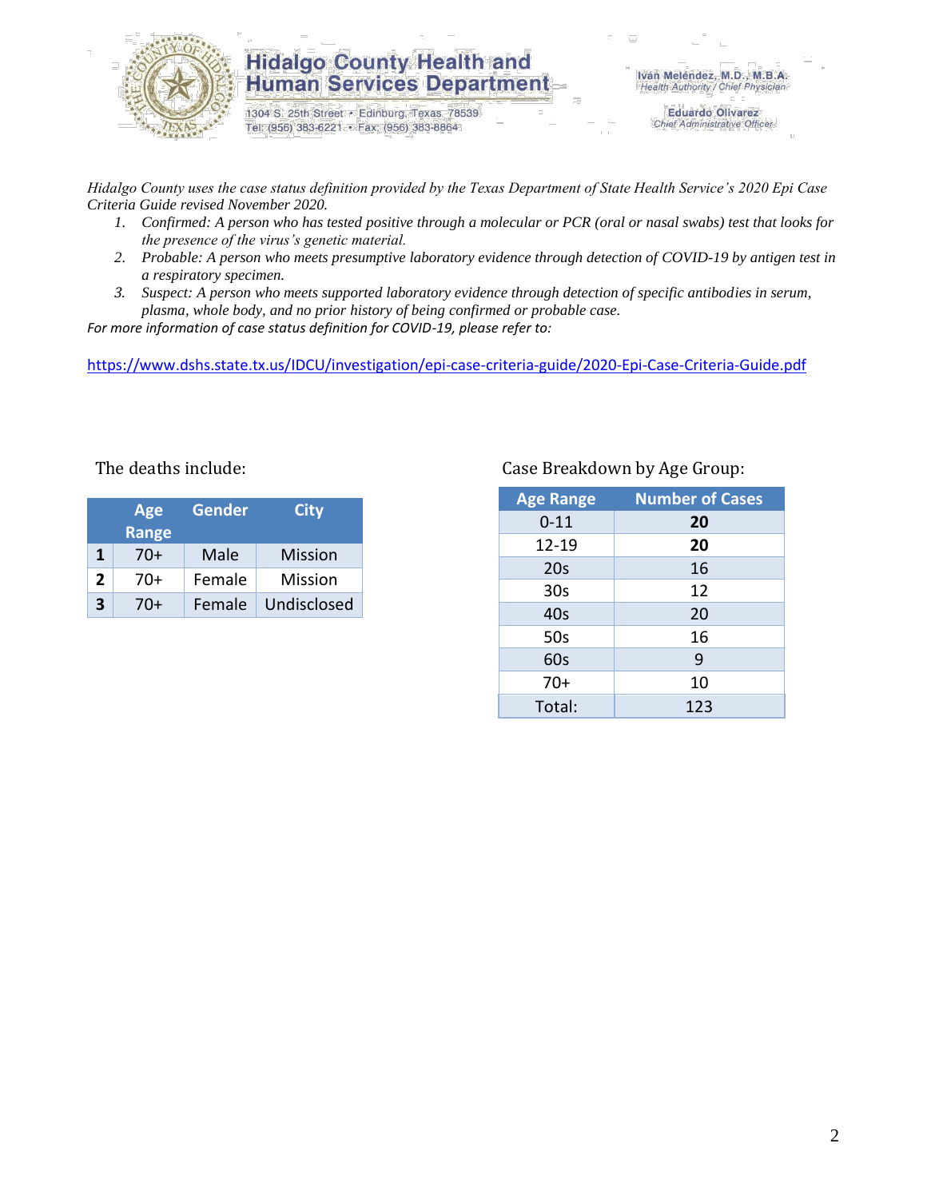*Hidalgo County uses the case status definition provided by the Texas Department of State Health Service's 2020 Epi Case Criteria Guide revised November 2020.*

1. *Confirmed: A person who has tested positive through a molecular or PCR (oral or nasal swabs) test that looks for the presence of the virus's genetic material.*
2. *Probable: A person who meets presumptive laboratory evidence through detection of COVID-19 by antigen test in a respiratory specimen.*
3. *Suspect: A person who meets supported laboratory evidence through detection of specific antibodies in serum, plasma, whole body, and no prior history of being confirmed or probable case.*

*For more information of case status definition for COVID-19, please refer to:*

https://www.dshs.state.tx.us/IDCU/investigation/epi-case-criteria-guide/2020-Epi-Case-Criteria-Guide.pdf

The deaths include:

| | Age Range | Gender | City |
|---|---|---|---|
| **1** | 70+ | Male | Mission |
| **2** | 70+ | Female | Mission |
| **3** | 70+ | Female | Undisclosed |

Case Breakdown by Age Group:

| Age Range | Number of Cases |
|---|---|
| 0-11 | **20** |
| 12-19 | **20** |
| 20s | 16 |
| 30s | 12 |
| 40s | 20 |
| 50s | 16 |
| 60s | 9 |
| 70+ | 10 |
| Total: | 123 |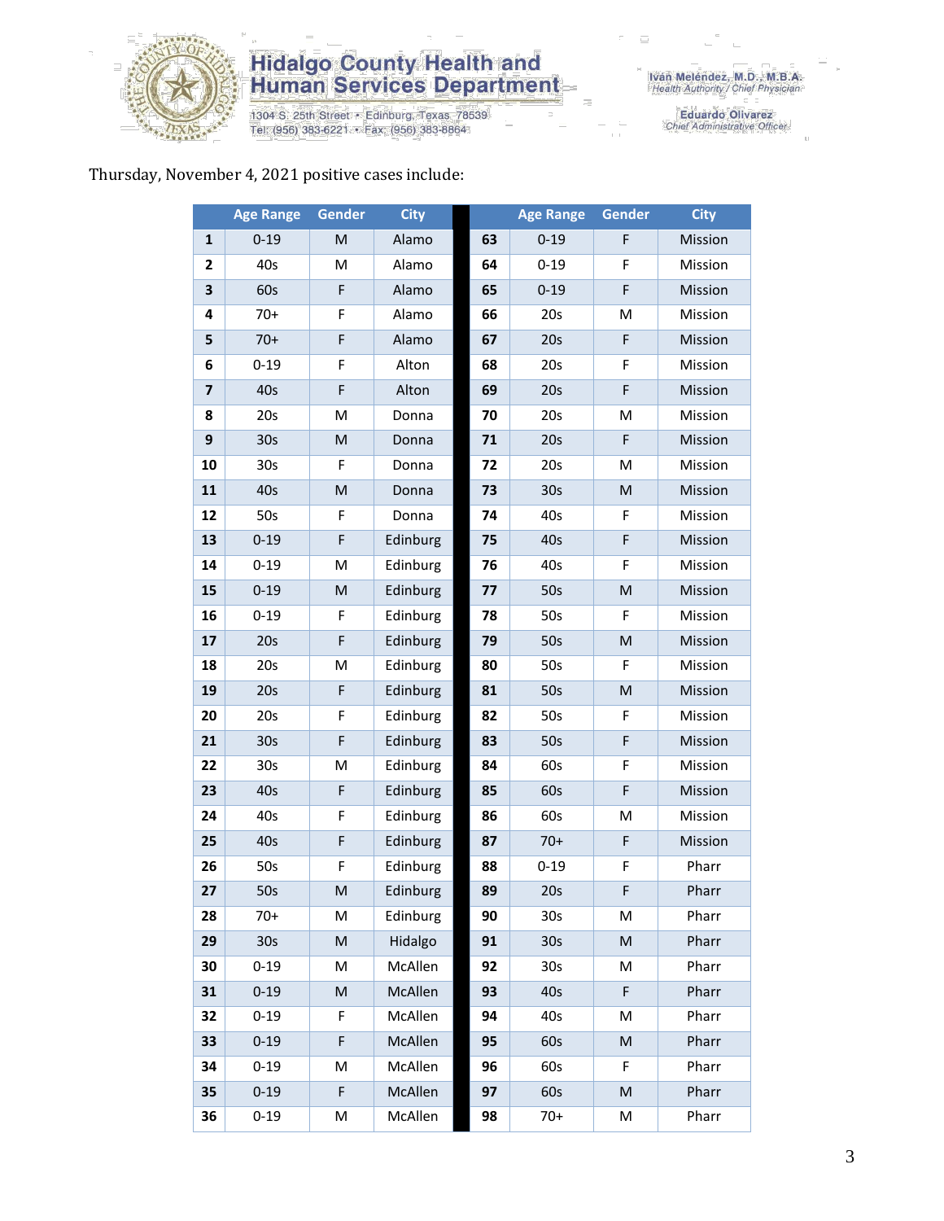Thursday, November 4, 2021 positive cases include:

| | Age Range | Gender | City | | Age Range | Gender | City |
|---|---|---|---|---|---|---|---|
| 1 | 0-19 | M | Alamo | 63 | 0-19 | F | Mission |
| 2 | 40s | M | Alamo | 64 | 0-19 | F | Mission |
| 3 | 60s | F | Alamo | 65 | 0-19 | F | Mission |
| 4 | 70+ | F | Alamo | 66 | 20s | M | Mission |
| 5 | 70+ | F | Alamo | 67 | 20s | F | Mission |
| 6 | 0-19 | F | Alton | 68 | 20s | F | Mission |
| 7 | 40s | F | Alton | 69 | 20s | F | Mission |
| 8 | 20s | M | Donna | 70 | 20s | M | Mission |
| 9 | 30s | M | Donna | 71 | 20s | F | Mission |
| 10 | 30s | F | Donna | 72 | 20s | M | Mission |
| 11 | 40s | M | Donna | 73 | 30s | M | Mission |
| 12 | 50s | F | Donna | 74 | 40s | F | Mission |
| 13 | 0-19 | F | Edinburg | 75 | 40s | F | Mission |
| 14 | 0-19 | M | Edinburg | 76 | 40s | F | Mission |
| 15 | 0-19 | M | Edinburg | 77 | 50s | M | Mission |
| 16 | 0-19 | F | Edinburg | 78 | 50s | F | Mission |
| 17 | 20s | F | Edinburg | 79 | 50s | M | Mission |
| 18 | 20s | M | Edinburg | 80 | 50s | F | Mission |
| 19 | 20s | F | Edinburg | 81 | 50s | M | Mission |
| 20 | 20s | F | Edinburg | 82 | 50s | F | Mission |
| 21 | 30s | F | Edinburg | 83 | 50s | F | Mission |
| 22 | 30s | M | Edinburg | 84 | 60s | F | Mission |
| 23 | 40s | F | Edinburg | 85 | 60s | F | Mission |
| 24 | 40s | F | Edinburg | 86 | 60s | M | Mission |
| 25 | 40s | F | Edinburg | 87 | 70+ | F | Mission |
| 26 | 50s | F | Edinburg | 88 | 0-19 | F | Pharr |
| 27 | 50s | M | Edinburg | 89 | 20s | F | Pharr |
| 28 | 70+ | M | Edinburg | 90 | 30s | M | Pharr |
| 29 | 30s | M | Hidalgo | 91 | 30s | M | Pharr |
| 30 | 0-19 | M | McAllen | 92 | 30s | M | Pharr |
| 31 | 0-19 | M | McAllen | 93 | 40s | F | Pharr |
| 32 | 0-19 | F | McAllen | 94 | 40s | M | Pharr |
| 33 | 0-19 | F | McAllen | 95 | 60s | M | Pharr |
| 34 | 0-19 | M | McAllen | 96 | 60s | F | Pharr |
| 35 | 0-19 | F | McAllen | 97 | 60s | M | Pharr |
| 36 | 0-19 | M | McAllen | 98 | 70+ | M | Pharr |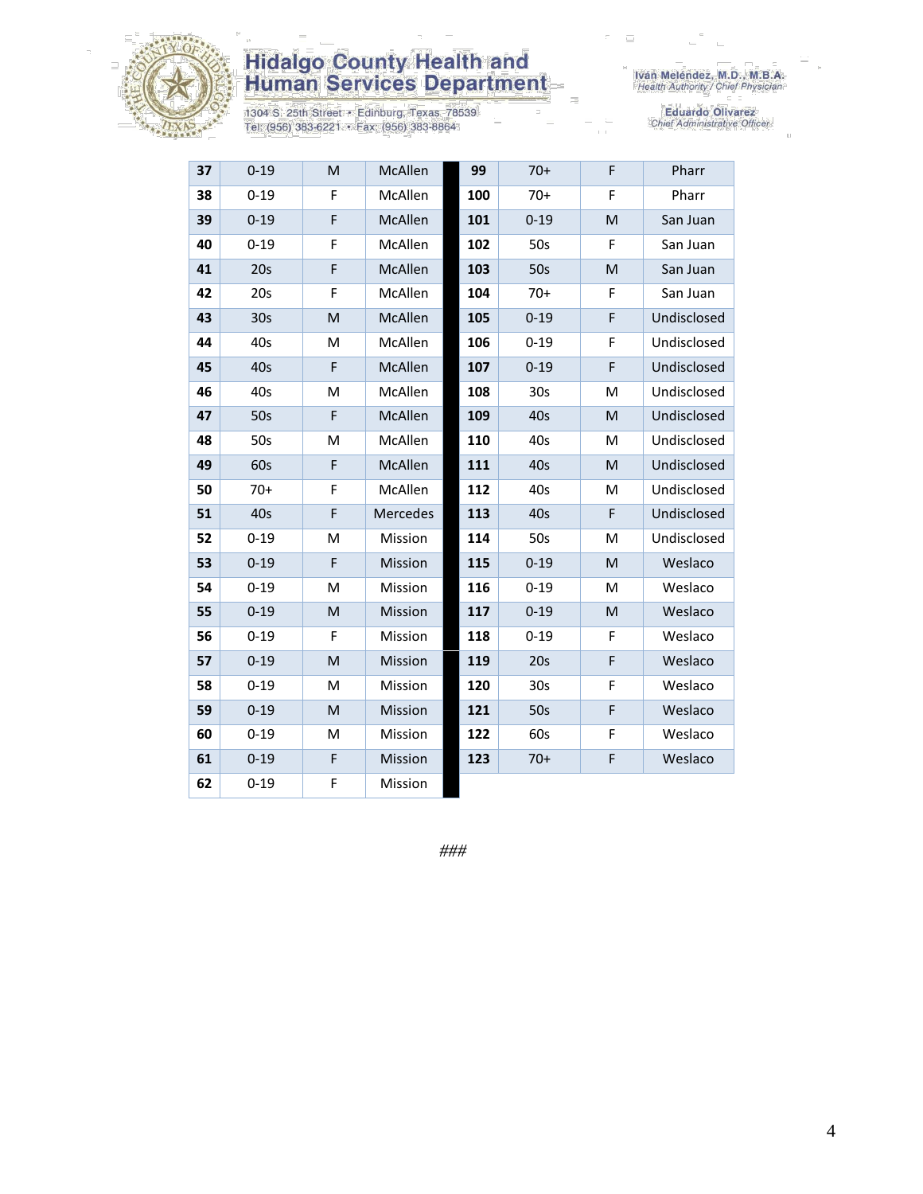| | | | | | | | |
|---|---|---|---|---|---|---|---|
| **37** | 0-19 | M | McAllen | **99** | 70+ | F | Pharr |
| **38** | 0-19 | F | McAllen | **100** | 70+ | F | Pharr |
| **39** | 0-19 | F | McAllen | **101** | 0-19 | M | San Juan |
| **40** | 0-19 | F | McAllen | **102** | 50s | F | San Juan |
| **41** | 20s | F | McAllen | **103** | 50s | M | San Juan |
| **42** | 20s | F | McAllen | **104** | 70+ | F | San Juan |
| **43** | 30s | M | McAllen | **105** | 0-19 | F | Undisclosed |
| **44** | 40s | M | McAllen | **106** | 0-19 | F | Undisclosed |
| **45** | 40s | F | McAllen | **107** | 0-19 | F | Undisclosed |
| **46** | 40s | M | McAllen | **108** | 30s | M | Undisclosed |
| **47** | 50s | F | McAllen | **109** | 40s | M | Undisclosed |
| **48** | 50s | M | McAllen | **110** | 40s | M | Undisclosed |
| **49** | 60s | F | McAllen | **111** | 40s | M | Undisclosed |
| **50** | 70+ | F | McAllen | **112** | 40s | M | Undisclosed |
| **51** | 40s | F | Mercedes | **113** | 40s | F | Undisclosed |
| **52** | 0-19 | M | Mission | **114** | 50s | M | Undisclosed |
| **53** | 0-19 | F | Mission | **115** | 0-19 | M | Weslaco |
| **54** | 0-19 | M | Mission | **116** | 0-19 | M | Weslaco |
| **55** | 0-19 | M | Mission | **117** | 0-19 | M | Weslaco |
| **56** | 0-19 | F | Mission | **118** | 0-19 | F | Weslaco |
| **57** | 0-19 | M | Mission | **119** | 20s | F | Weslaco |
| **58** | 0-19 | M | Mission | **120** | 30s | F | Weslaco |
| **59** | 0-19 | M | Mission | **121** | 50s | F | Weslaco |
| **60** | 0-19 | M | Mission | **122** | 60s | F | Weslaco |
| **61** | 0-19 | F | Mission | **123** | 70+ | F | Weslaco |
| **62** | 0-19 | F | Mission | | | | |

*###*